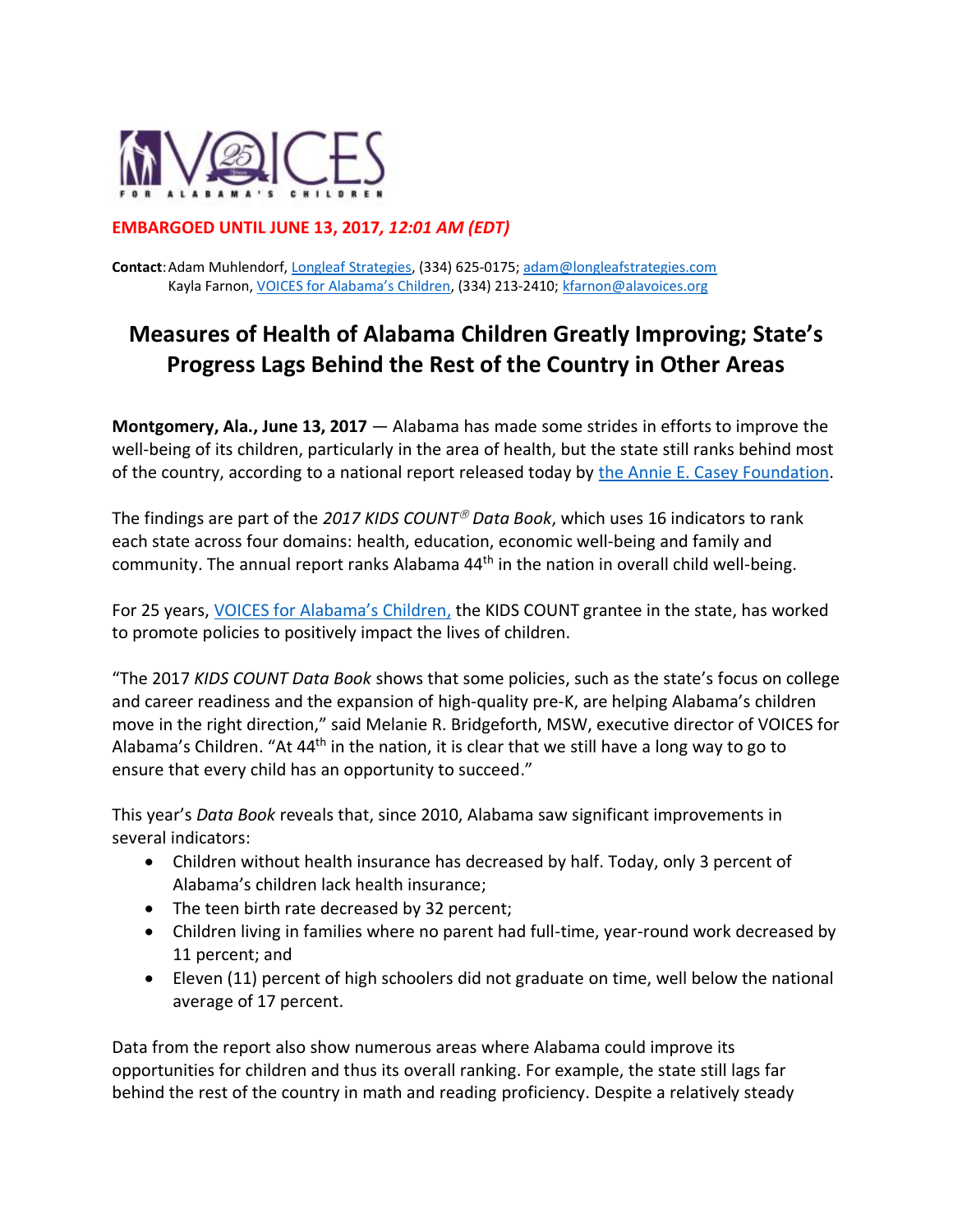VOICES FOR ALABAMA'S CHILDREN

**EMBARGOED UNTIL JUNE 13, 2017, *12:01 AM (EDT)***

**Contact**: Adam Muhlendorf, Longleaf Strategies, (334) 625-0175; adam@longleafstrategies.com
Kayla Farnon, VOICES for Alabama's Children, (334) 213-2410; kfarnon@alavoices.org

# Measures of Health of Alabama Children Greatly Improving; State's Progress Lags Behind the Rest of the Country in Other Areas

**Montgomery, Ala., June 13, 2017** — Alabama has made some strides in efforts to improve the well-being of its children, particularly in the area of health, but the state still ranks behind most of the country, according to a national report released today by the Annie E. Casey Foundation.

The findings are part of the *2017 KIDS COUNT® Data Book*, which uses 16 indicators to rank each state across four domains: health, education, economic well-being and family and community. The annual report ranks Alabama 44th in the nation in overall child well-being.

For 25 years, VOICES for Alabama's Children, the KIDS COUNT grantee in the state, has worked to promote policies to positively impact the lives of children.

"The 2017 *KIDS COUNT Data Book* shows that some policies, such as the state's focus on college and career readiness and the expansion of high-quality pre-K, are helping Alabama's children move in the right direction," said Melanie R. Bridgeforth, MSW, executive director of VOICES for Alabama's Children. "At 44th in the nation, it is clear that we still have a long way to go to ensure that every child has an opportunity to succeed."

This year's *Data Book* reveals that, since 2010, Alabama saw significant improvements in several indicators:

- Children without health insurance has decreased by half. Today, only 3 percent of Alabama's children lack health insurance;
- The teen birth rate decreased by 32 percent;
- Children living in families where no parent had full-time, year-round work decreased by 11 percent; and
- Eleven (11) percent of high schoolers did not graduate on time, well below the national average of 17 percent.

Data from the report also show numerous areas where Alabama could improve its opportunities for children and thus its overall ranking. For example, the state still lags far behind the rest of the country in math and reading proficiency. Despite a relatively steady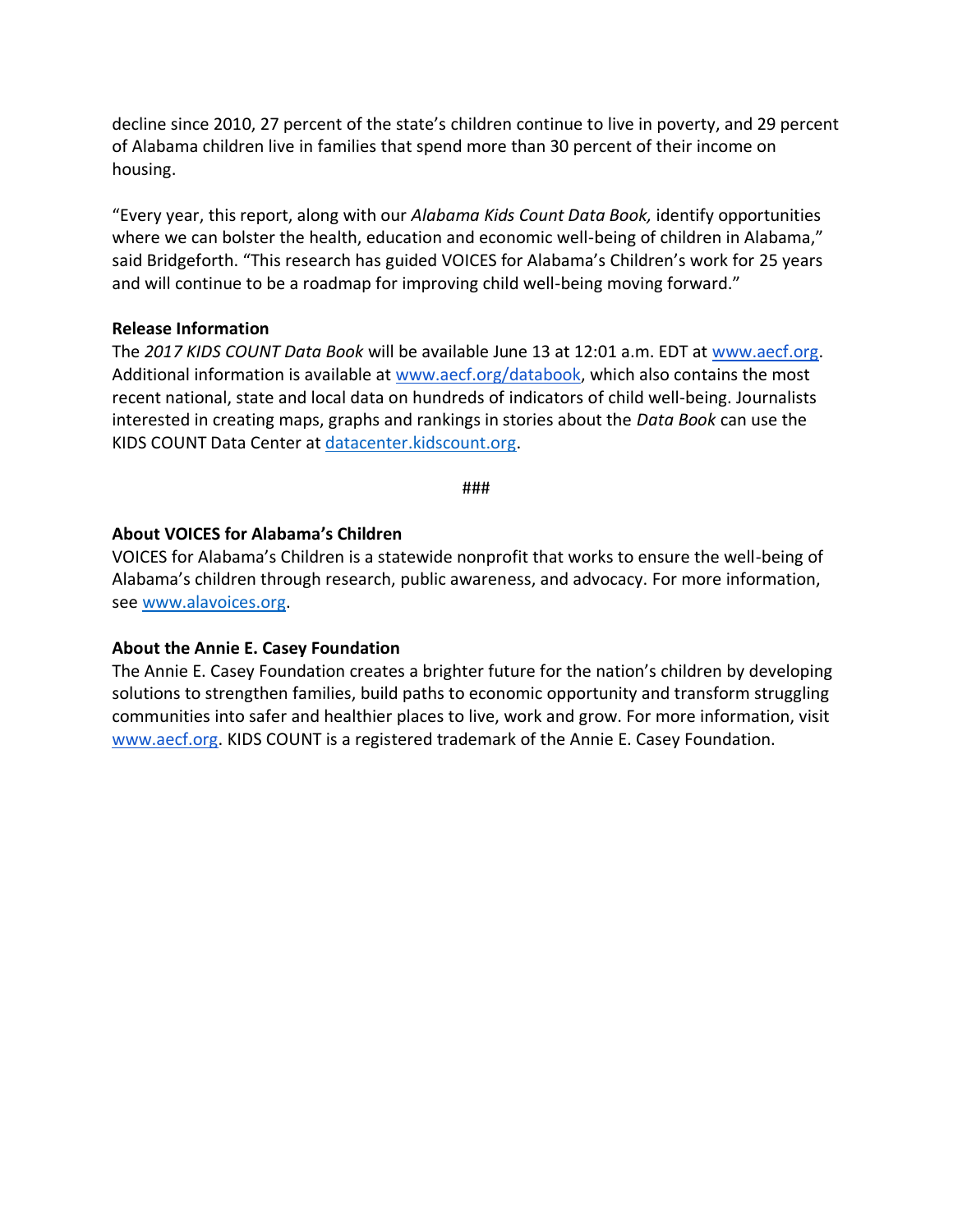decline since 2010, 27 percent of the state's children continue to live in poverty, and 29 percent of Alabama children live in families that spend more than 30 percent of their income on housing.

"Every year, this report, along with our *Alabama Kids Count Data Book,* identify opportunities where we can bolster the health, education and economic well-being of children in Alabama," said Bridgeforth. "This research has guided VOICES for Alabama's Children's work for 25 years and will continue to be a roadmap for improving child well-being moving forward."

**Release Information**

The *2017 KIDS COUNT Data Book* will be available June 13 at 12:01 a.m. EDT at www.aecf.org. Additional information is available at www.aecf.org/databook, which also contains the most recent national, state and local data on hundreds of indicators of child well-being. Journalists interested in creating maps, graphs and rankings in stories about the *Data Book* can use the KIDS COUNT Data Center at datacenter.kidscount.org.

###

**About VOICES for Alabama's Children**

VOICES for Alabama's Children is a statewide nonprofit that works to ensure the well-being of Alabama's children through research, public awareness, and advocacy. For more information, see www.alavoices.org.

**About the Annie E. Casey Foundation**

The Annie E. Casey Foundation creates a brighter future for the nation's children by developing solutions to strengthen families, build paths to economic opportunity and transform struggling communities into safer and healthier places to live, work and grow. For more information, visit www.aecf.org. KIDS COUNT is a registered trademark of the Annie E. Casey Foundation.